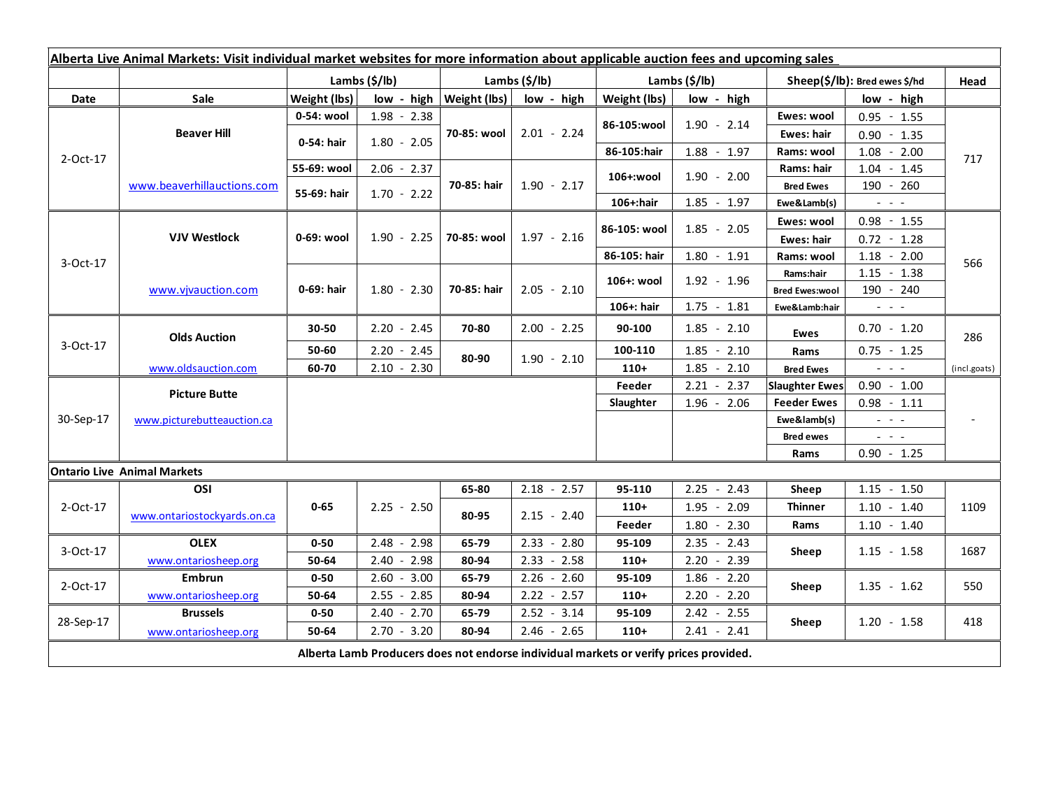**Alberta Live Animal Markets: Visit individual market websites for more information about applicable auction fees and upcoming sales**

| Date | Sale | Lambs ($/lb) Weight (lbs) | Lambs ($/lb) low - high | Lambs ($/lb) Weight (lbs) | Lambs ($/lb) low - high | Lambs ($/lb) Weight (lbs) | Lambs ($/lb) low - high | Sheep($/lb): Bred ewes $/hd | low - high | Head |
|---|---|---|---|---|---|---|---|---|---|---|
| 2-Oct-17 | **Beaver Hill** | 0-54: wool | 1.98 - 2.38 | 70-85: wool | 2.01 - 2.24 | 86-105:wool | 1.90 - 2.14 | Ewes: wool | 0.95 - 1.55 | 717 |
| | | 0-54: hair | 1.80 - 2.05 | | | | | Ewes: hair | 0.90 - 1.35 | |
| | | | | | | 86-105:hair | 1.88 - 1.97 | Rams: wool | 1.08 - 2.00 | |
| | | 55-69: wool | 2.06 - 2.37 | 70-85: hair | 1.90 - 2.17 | 106+:wool | 1.90 - 2.00 | Rams: hair | 1.04 - 1.45 | |
| | www.beaverhillauctions.com | 55-69: hair | 1.70 - 2.22 | | | | | Bred Ewes | 190 - 260 | |
| | | | | | | 106+:hair | 1.85 - 1.97 | Ewe&Lamb(s) | - - - | |
| 3-Oct-17 | **VJV Westlock** | 0-69: wool | 1.90 - 2.25 | 70-85: wool | 1.97 - 2.16 | 86-105: wool | 1.85 - 2.05 | Ewes: wool | 0.98 - 1.55 | 566 |
| | | | | | | | | Ewes: hair | 0.72 - 1.28 | |
| | | | | | | 86-105: hair | 1.80 - 1.91 | Rams: wool | 1.18 - 2.00 | |
| | www.vjvauction.com | 0-69: hair | 1.80 - 2.30 | 70-85: hair | 2.05 - 2.10 | 106+: wool | 1.92 - 1.96 | Rams:hair | 1.15 - 1.38 | |
| | | | | | | | | Bred Ewes:wool | 190 - 240 | |
| | | | | | | 106+: hair | 1.75 - 1.81 | Ewe&Lamb:hair | - - - | |
| 3-Oct-17 | **Olds Auction** | 30-50 | 2.20 - 2.45 | 70-80 | 2.00 - 2.25 | 90-100 | 1.85 - 2.10 | Ewes | 0.70 - 1.20 | 286 |
| | | 50-60 | 2.20 - 2.45 | 80-90 | 1.90 - 2.10 | 100-110 | 1.85 - 2.10 | Rams | 0.75 - 1.25 | |
| | www.oldsauction.com | 60-70 | 2.10 - 2.30 | | | 110+ | 1.85 - 2.10 | Bred Ewes | - - - | (incl.goats) |
| 30-Sep-17 | **Picture Butte** | | | | | Feeder | 2.21 - 2.37 | Slaughter Ewes | 0.90 - 1.00 | - |
| | www.picturebutteauction.ca | | | | | Slaughter | 1.96 - 2.06 | Feeder Ewes | 0.98 - 1.11 | |
| | | | | | | | | Ewe&lamb(s) | - - - | |
| | | | | | | | | Bred ewes | - - - | |
| | | | | | | | | Rams | 0.90 - 1.25 | |
| **Ontario Live Animal Markets** | | | | | | | | | | |
| 2-Oct-17 | **OSI** | 0-65 | 2.25 - 2.50 | 65-80 | 2.18 - 2.57 | 95-110 | 2.25 - 2.43 | Sheep | 1.15 - 1.50 | 1109 |
| | www.ontariostockyards.on.ca | | | 80-95 | 2.15 - 2.40 | 110+ | 1.95 - 2.09 | Thinner | 1.10 - 1.40 | |
| | | | | | | Feeder | 1.80 - 2.30 | Rams | 1.10 - 1.40 | |
| 3-Oct-17 | **OLEX** | 0-50 | 2.48 - 2.98 | 65-79 | 2.33 - 2.80 | 95-109 | 2.35 - 2.43 | Sheep | 1.15 - 1.58 | 1687 |
| | www.ontariosheep.org | 50-64 | 2.40 - 2.98 | 80-94 | 2.33 - 2.58 | 110+ | 2.20 - 2.39 | | | |
| 2-Oct-17 | **Embrun** | 0-50 | 2.60 - 3.00 | 65-79 | 2.26 - 2.60 | 95-109 | 1.86 - 2.20 | Sheep | 1.35 - 1.62 | 550 |
| | www.ontariosheep.org | 50-64 | 2.55 - 2.85 | 80-94 | 2.22 - 2.57 | 110+ | 2.20 - 2.20 | | | |
| 28-Sep-17 | **Brussels** | 0-50 | 2.40 - 2.70 | 65-79 | 2.52 - 3.14 | 95-109 | 2.42 - 2.55 | Sheep | 1.20 - 1.58 | 418 |
| | www.ontariosheep.org | 50-64 | 2.70 - 3.20 | 80-94 | 2.46 - 2.65 | 110+ | 2.41 - 2.41 | | | |

**Alberta Lamb Producers does not endorse individual markets or verify prices provided.**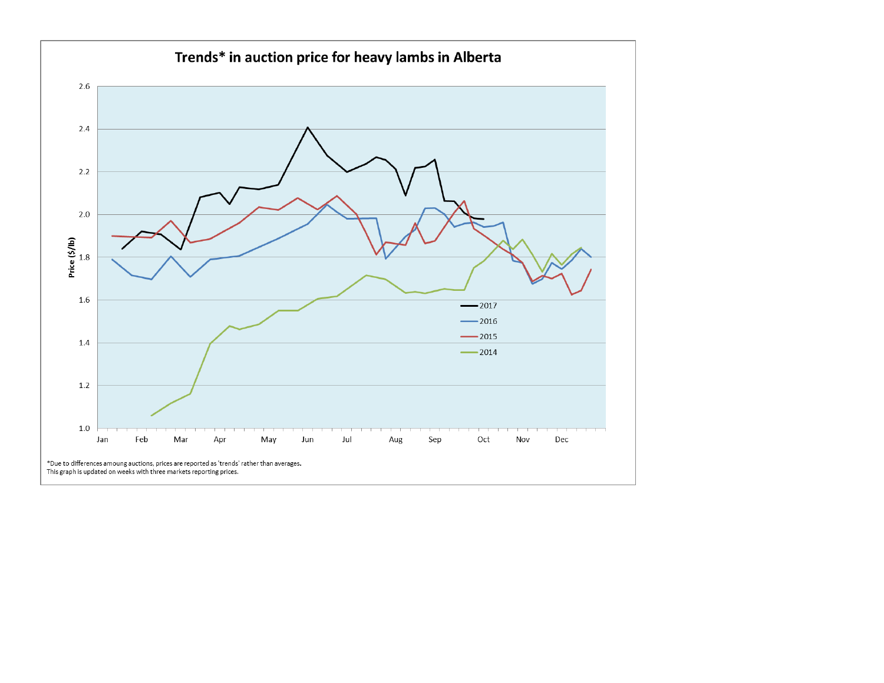# Trends* in auction price for heavy lambs in Alberta

Price ($/lb)

2.6
2.4
2.2
2.0
1.8
1.6
1.4
1.2
1.0

Jan Feb Mar Apr May Jun Jul Aug Sep Oct Nov Dec

2017
2016
2015
2014

*Due to differences amoung auctions, prices are reported as 'trends' rather than averages.
This graph is updated on weeks with three markets reporting prices.